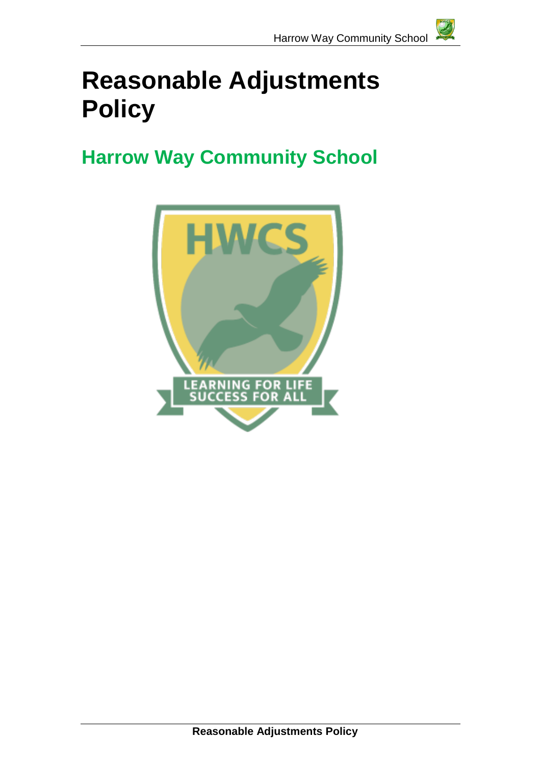# Reasonable Adjustments Policy

## Harrow Way Community School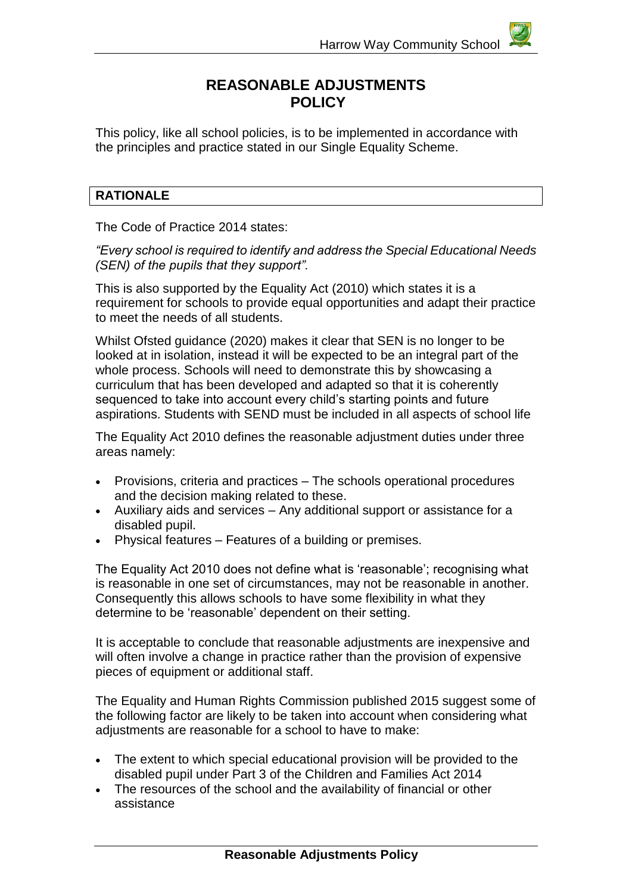# REASONABLE ADJUSTMENTS POLICY

This policy, like all school policies, is to be implemented in accordance with the principles and practice stated in our Single Equality Scheme.

## RATIONALE

The Code of Practice 2014 states:

*"Every school is required to identify and address the Special Educational Needs (SEN) of the pupils that they support".*

This is also supported by the Equality Act (2010) which states it is a requirement for schools to provide equal opportunities and adapt their practice to meet the needs of all students.

Whilst Ofsted guidance (2020) makes it clear that SEN is no longer to be looked at in isolation, instead it will be expected to be an integral part of the whole process. Schools will need to demonstrate this by showcasing a curriculum that has been developed and adapted so that it is coherently sequenced to take into account every child's starting points and future aspirations. Students with SEND must be included in all aspects of school life

The Equality Act 2010 defines the reasonable adjustment duties under three areas namely:

- Provisions, criteria and practices – The schools operational procedures and the decision making related to these.
- Auxiliary aids and services – Any additional support or assistance for a disabled pupil.
- Physical features – Features of a building or premises.

The Equality Act 2010 does not define what is 'reasonable'; recognising what is reasonable in one set of circumstances, may not be reasonable in another. Consequently this allows schools to have some flexibility in what they determine to be 'reasonable' dependent on their setting.

It is acceptable to conclude that reasonable adjustments are inexpensive and will often involve a change in practice rather than the provision of expensive pieces of equipment or additional staff.

The Equality and Human Rights Commission published 2015 suggest some of the following factor are likely to be taken into account when considering what adjustments are reasonable for a school to have to make:

- The extent to which special educational provision will be provided to the disabled pupil under Part 3 of the Children and Families Act 2014
- The resources of the school and the availability of financial or other assistance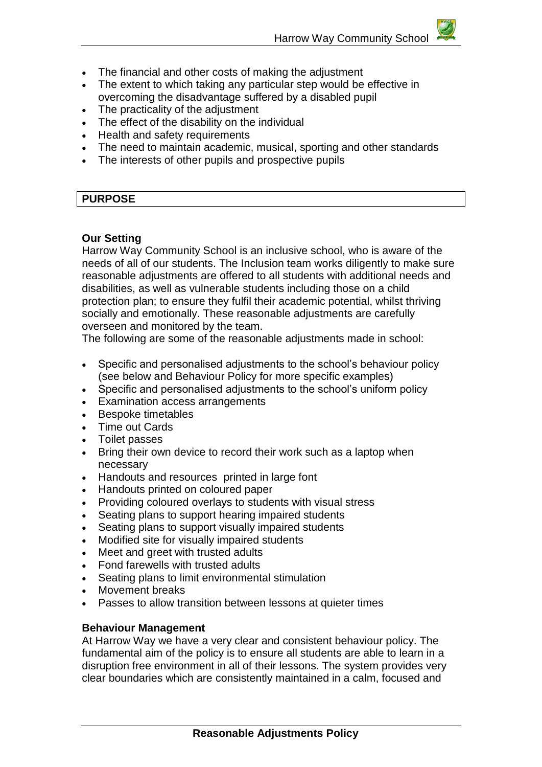- The financial and other costs of making the adjustment
- The extent to which taking any particular step would be effective in overcoming the disadvantage suffered by a disabled pupil
- The practicality of the adjustment
- The effect of the disability on the individual
- Health and safety requirements
- The need to maintain academic, musical, sporting and other standards
- The interests of other pupils and prospective pupils

## PURPOSE

**Our Setting**

Harrow Way Community School is an inclusive school, who is aware of the needs of all of our students. The Inclusion team works diligently to make sure reasonable adjustments are offered to all students with additional needs and disabilities, as well as vulnerable students including those on a child protection plan; to ensure they fulfil their academic potential, whilst thriving socially and emotionally. These reasonable adjustments are carefully overseen and monitored by the team.

The following are some of the reasonable adjustments made in school:

- Specific and personalised adjustments to the school's behaviour policy (see below and Behaviour Policy for more specific examples)
- Specific and personalised adjustments to the school's uniform policy
- Examination access arrangements
- Bespoke timetables
- Time out Cards
- Toilet passes
- Bring their own device to record their work such as a laptop when necessary
- Handouts and resources printed in large font
- Handouts printed on coloured paper
- Providing coloured overlays to students with visual stress
- Seating plans to support hearing impaired students
- Seating plans to support visually impaired students
- Modified site for visually impaired students
- Meet and greet with trusted adults
- Fond farewells with trusted adults
- Seating plans to limit environmental stimulation
- Movement breaks
- Passes to allow transition between lessons at quieter times

**Behaviour Management**

At Harrow Way we have a very clear and consistent behaviour policy. The fundamental aim of the policy is to ensure all students are able to learn in a disruption free environment in all of their lessons. The system provides very clear boundaries which are consistently maintained in a calm, focused and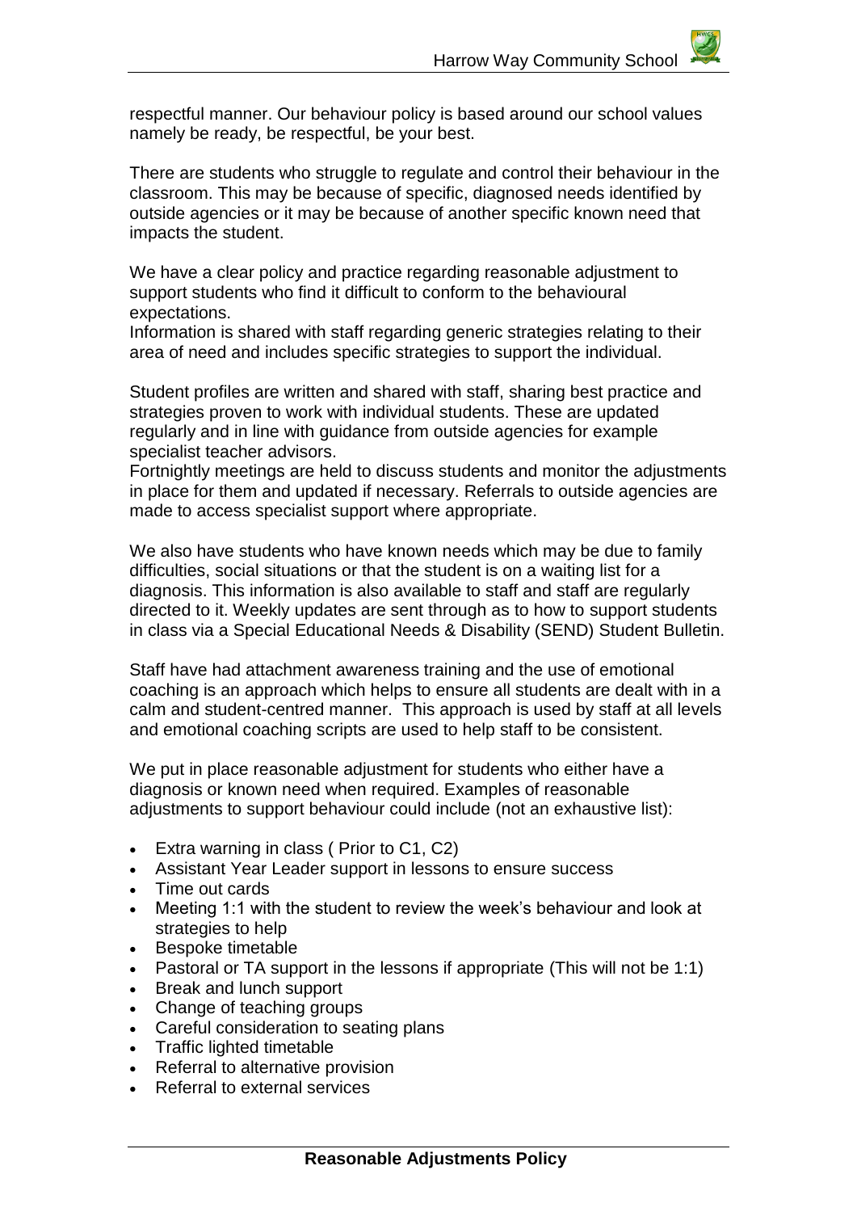respectful manner. Our behaviour policy is based around our school values namely be ready, be respectful, be your best.

There are students who struggle to regulate and control their behaviour in the classroom. This may be because of specific, diagnosed needs identified by outside agencies or it may be because of another specific known need that impacts the student.

We have a clear policy and practice regarding reasonable adjustment to support students who find it difficult to conform to the behavioural expectations.
Information is shared with staff regarding generic strategies relating to their area of need and includes specific strategies to support the individual.

Student profiles are written and shared with staff, sharing best practice and strategies proven to work with individual students. These are updated regularly and in line with guidance from outside agencies for example specialist teacher advisors.
Fortnightly meetings are held to discuss students and monitor the adjustments in place for them and updated if necessary. Referrals to outside agencies are made to access specialist support where appropriate.

We also have students who have known needs which may be due to family difficulties, social situations or that the student is on a waiting list for a diagnosis. This information is also available to staff and staff are regularly directed to it. Weekly updates are sent through as to how to support students in class via a Special Educational Needs & Disability (SEND) Student Bulletin.

Staff have had attachment awareness training and the use of emotional coaching is an approach which helps to ensure all students are dealt with in a calm and student-centred manner. This approach is used by staff at all levels and emotional coaching scripts are used to help staff to be consistent.

We put in place reasonable adjustment for students who either have a diagnosis or known need when required. Examples of reasonable adjustments to support behaviour could include (not an exhaustive list):

- Extra warning in class ( Prior to C1, C2)
- Assistant Year Leader support in lessons to ensure success
- Time out cards
- Meeting 1:1 with the student to review the week's behaviour and look at strategies to help
- Bespoke timetable
- Pastoral or TA support in the lessons if appropriate (This will not be 1:1)
- Break and lunch support
- Change of teaching groups
- Careful consideration to seating plans
- Traffic lighted timetable
- Referral to alternative provision
- Referral to external services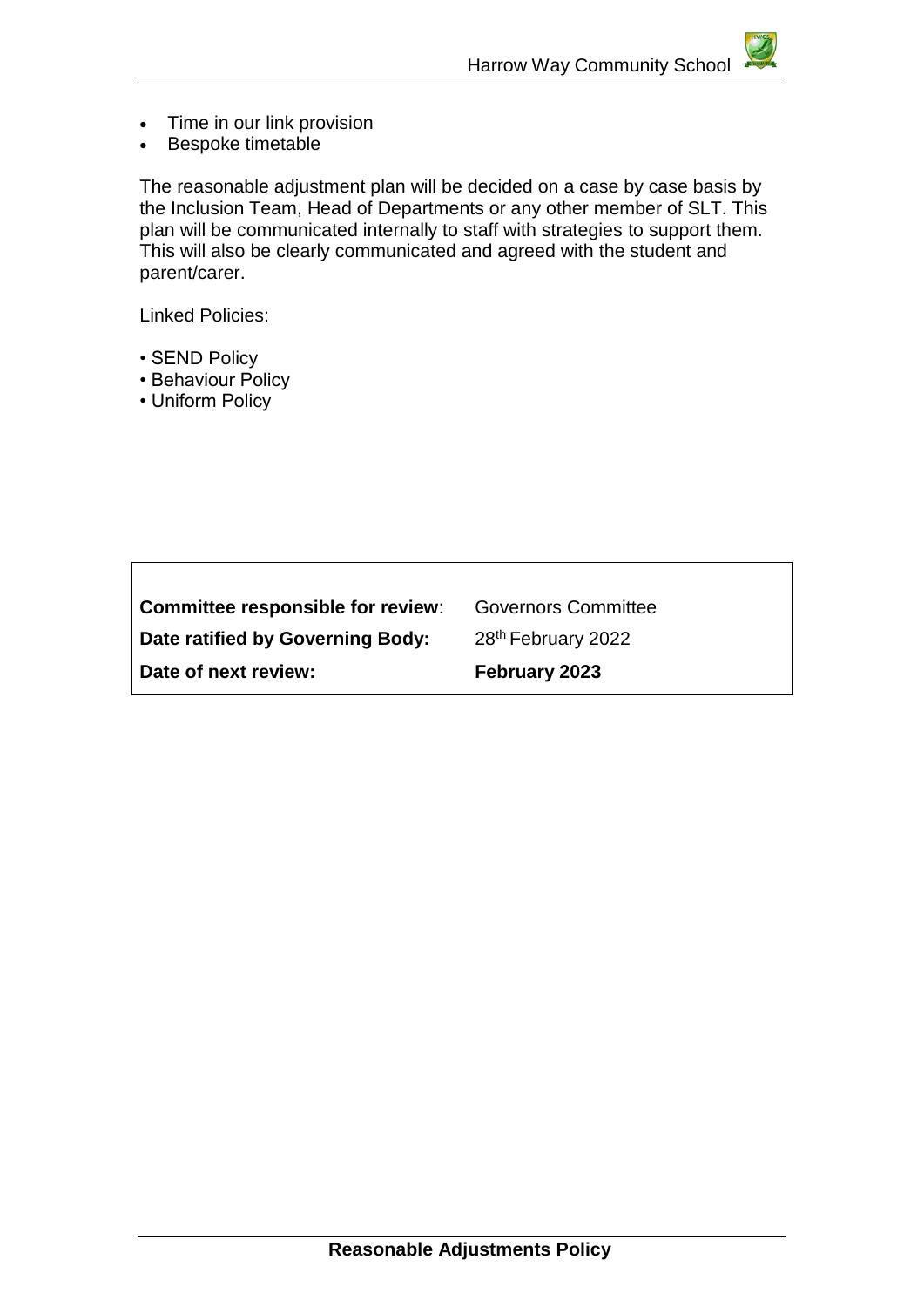- Time in our link provision
- Bespoke timetable

The reasonable adjustment plan will be decided on a case by case basis by the Inclusion Team, Head of Departments or any other member of SLT. This plan will be communicated internally to staff with strategies to support them. This will also be clearly communicated and agreed with the student and parent/carer.

Linked Policies:

- SEND Policy
- Behaviour Policy
- Uniform Policy

| | |
|---|---|
| **Committee responsible for review**: | Governors Committee |
| **Date ratified by Governing Body:** | 28th February 2022 |
| **Date of next review:** | **February 2023** |